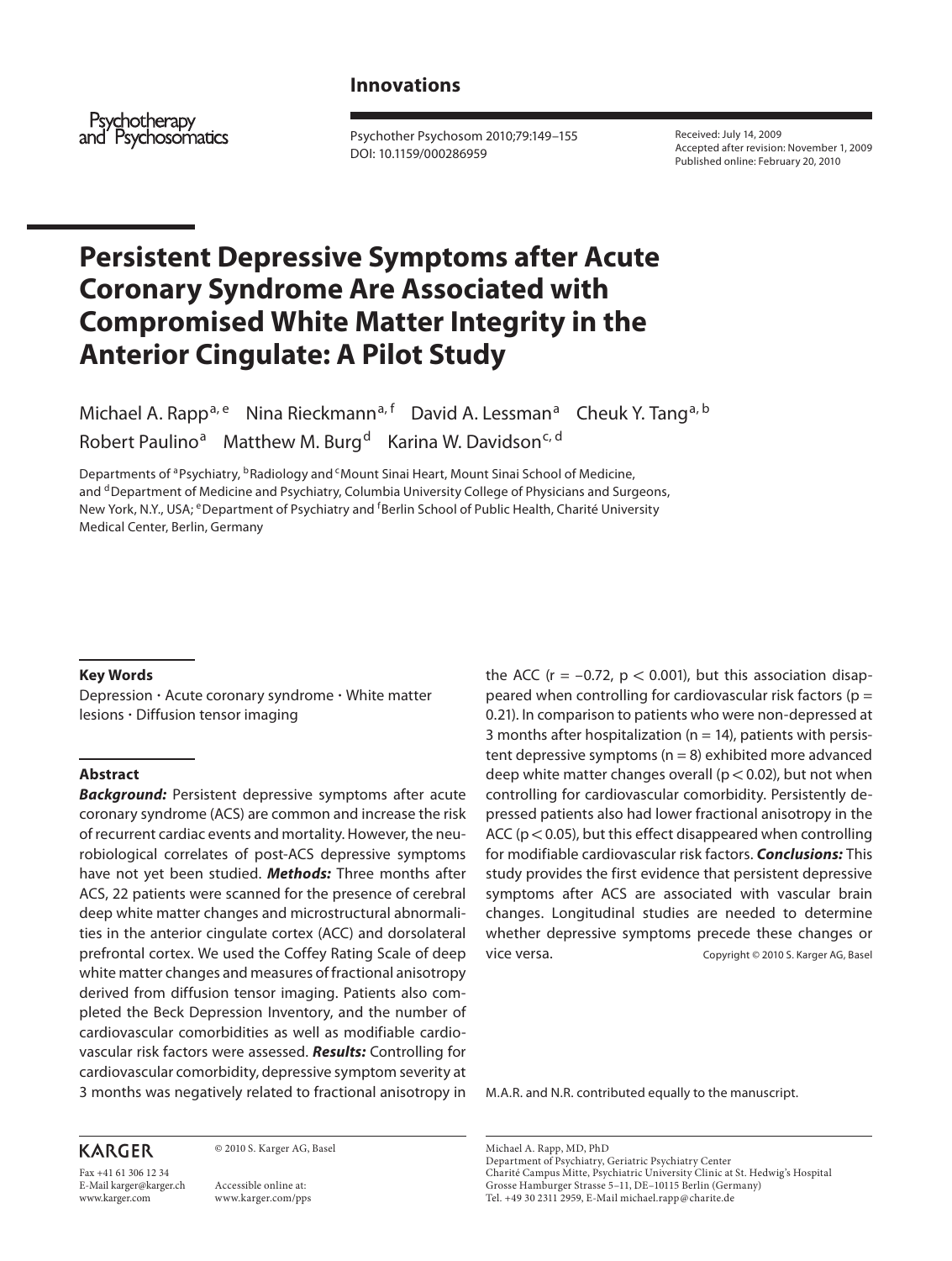Innovations

Psychotherapy and Psychosomatics

Received: July 14, 2009
Accepted after revision: November 1, 2009
Published online: February 20, 2010

DOI: 10.1159/000286959

# Persistent Depressive Symptoms after Acute Coronary Syndrome Are Associated with Compromised White Matter Integrity in the Anterior Cingulate: A Pilot Study

Michael A. Rapp[a, e] Nina Rieckmann[a, f] David A. Lessman[a] Cheuk Y. Tang[a, b] Robert Paulino[a] Matthew M. Burg[d] Karina W. Davidson[c, d]

Departments of [a]Psychiatry, [b]Radiology and [c]Mount Sinai Heart, Mount Sinai School of Medicine, and [d]Department of Medicine and Psychiatry, Columbia University College of Physicians and Surgeons, New York, N.Y., USA; [e]Department of Psychiatry and [f]Berlin School of Public Health, Charité University Medical Center, Berlin, Germany

### Key Words

Depression · Acute coronary syndrome · White matter lesions · Diffusion tensor imaging

### Abstract

***Background:*** Persistent depressive symptoms after acute coronary syndrome (ACS) are common and increase the risk of recurrent cardiac events and mortality. However, the neurobiological correlates of post-ACS depressive symptoms have not yet been studied. ***Methods:*** Three months after ACS, 22 patients were scanned for the presence of cerebral deep white matter changes and microstructural abnormalities in the anterior cingulate cortex (ACC) and dorsolateral prefrontal cortex. We used the Coffey Rating Scale of deep white matter changes and measures of fractional anisotropy derived from diffusion tensor imaging. Patients also completed the Beck Depression Inventory, and the number of cardiovascular comorbidities as well as modifiable cardiovascular risk factors were assessed. ***Results:*** Controlling for cardiovascular comorbidity, depressive symptom severity at 3 months was negatively related to fractional anisotropy in the ACC ($r = -0.72$, $p < 0.001$), but this association disappeared when controlling for cardiovascular risk factors ($p = 0.21$). In comparison to patients who were non-depressed at 3 months after hospitalization ($n = 14$), patients with persistent depressive symptoms ($n = 8$) exhibited more advanced deep white matter changes overall ($p < 0.02$), but not when controlling for cardiovascular comorbidity. Persistently depressed patients also had lower fractional anisotropy in the ACC ($p < 0.05$), but this effect disappeared when controlling for modifiable cardiovascular risk factors. ***Conclusions:*** This study provides the first evidence that persistent depressive symptoms after ACS are associated with vascular brain changes. Longitudinal studies are needed to determine whether depressive symptoms precede these changes or vice versa.

Copyright © 2010 S. Karger AG, Basel

M.A.R. and N.R. contributed equally to the manuscript.

KARGER

Fax +41 61 306 12 34
E-Mail karger@karger.ch
www.karger.com

© 2010 S. Karger AG, Basel

Accessible online at:
www.karger.com/pps

Michael A. Rapp, MD, PhD
Department of Psychiatry, Geriatric Psychiatry Center
Charité Campus Mitte, Psychiatric University Clinic at St. Hedwig's Hospital
Grosse Hamburger Strasse 5–11, DE–10115 Berlin (Germany)
Tel. +49 30 2311 2959, E-Mail michael.rapp@charite.de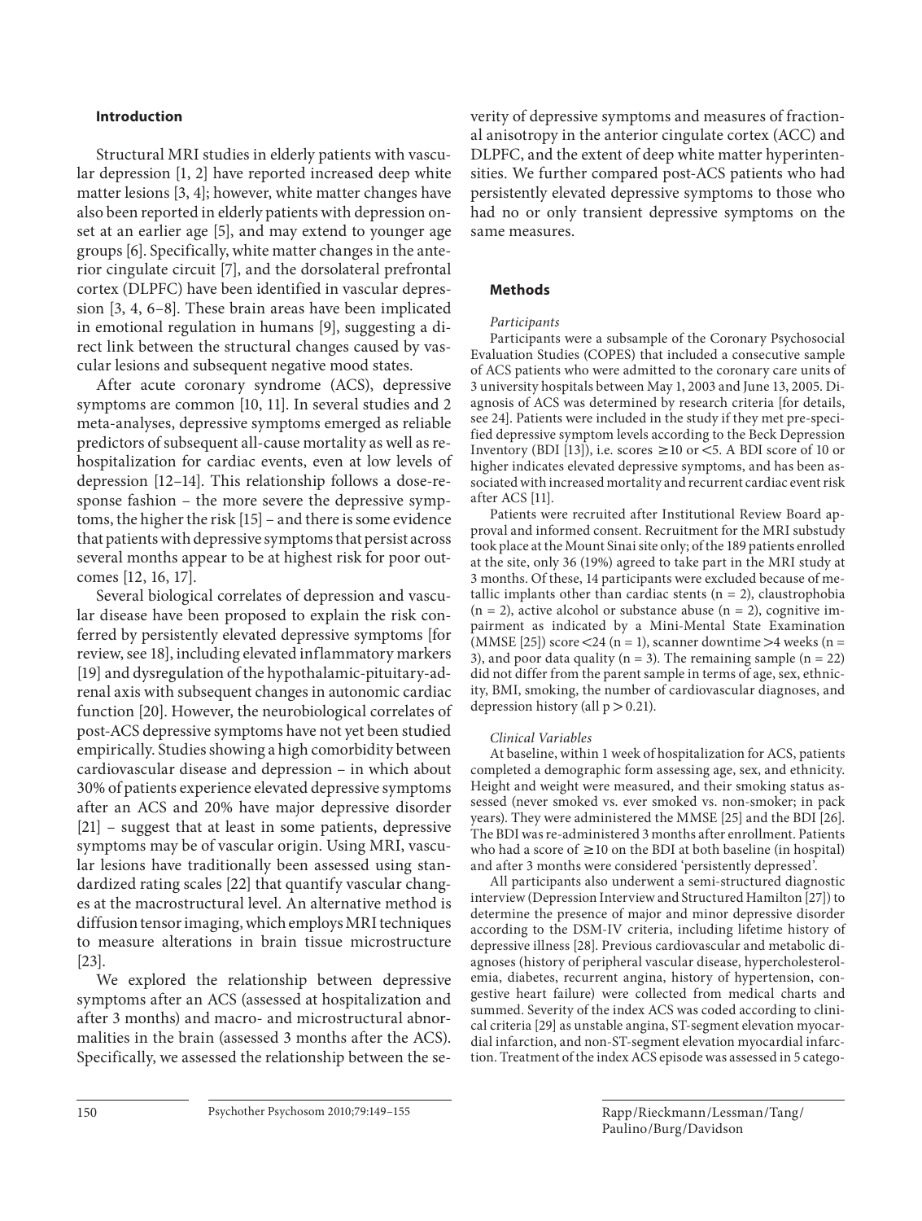## Introduction

Structural MRI studies in elderly patients with vascular depression [1, 2] have reported increased deep white matter lesions [3, 4]; however, white matter changes have also been reported in elderly patients with depression onset at an earlier age [5], and may extend to younger age groups [6]. Specifically, white matter changes in the anterior cingulate circuit [7], and the dorsolateral prefrontal cortex (DLPFC) have been identified in vascular depression [3, 4, 6–8]. These brain areas have been implicated in emotional regulation in humans [9], suggesting a direct link between the structural changes caused by vascular lesions and subsequent negative mood states.

After acute coronary syndrome (ACS), depressive symptoms are common [10, 11]. In several studies and 2 meta-analyses, depressive symptoms emerged as reliable predictors of subsequent all-cause mortality as well as rehospitalization for cardiac events, even at low levels of depression [12–14]. This relationship follows a dose-response fashion – the more severe the depressive symptoms, the higher the risk [15] – and there is some evidence that patients with depressive symptoms that persist across several months appear to be at highest risk for poor outcomes [12, 16, 17].

Several biological correlates of depression and vascular disease have been proposed to explain the risk conferred by persistently elevated depressive symptoms [for review, see 18], including elevated inflammatory markers [19] and dysregulation of the hypothalamic-pituitary-adrenal axis with subsequent changes in autonomic cardiac function [20]. However, the neurobiological correlates of post-ACS depressive symptoms have not yet been studied empirically. Studies showing a high comorbidity between cardiovascular disease and depression – in which about 30% of patients experience elevated depressive symptoms after an ACS and 20% have major depressive disorder [21] – suggest that at least in some patients, depressive symptoms may be of vascular origin. Using MRI, vascular lesions have traditionally been assessed using standardized rating scales [22] that quantify vascular changes at the macrostructural level. An alternative method is diffusion tensor imaging, which employs MRI techniques to measure alterations in brain tissue microstructure [23].

We explored the relationship between depressive symptoms after an ACS (assessed at hospitalization and after 3 months) and macro- and microstructural abnormalities in the brain (assessed 3 months after the ACS). Specifically, we assessed the relationship between the severity of depressive symptoms and measures of fractional anisotropy in the anterior cingulate cortex (ACC) and DLPFC, and the extent of deep white matter hyperintensities. We further compared post-ACS patients who had persistently elevated depressive symptoms to those who had no or only transient depressive symptoms on the same measures.

## Methods

### *Participants*

Participants were a subsample of the Coronary Psychosocial Evaluation Studies (COPES) that included a consecutive sample of ACS patients who were admitted to the coronary care units of 3 university hospitals between May 1, 2003 and June 13, 2005. Diagnosis of ACS was determined by research criteria [for details, see 24]. Patients were included in the study if they met pre-specified depressive symptom levels according to the Beck Depression Inventory (BDI [13]), i.e. scores $\geq$10 or <5. A BDI score of 10 or higher indicates elevated depressive symptoms, and has been associated with increased mortality and recurrent cardiac event risk after ACS [11].

Patients were recruited after Institutional Review Board approval and informed consent. Recruitment for the MRI substudy took place at the Mount Sinai site only; of the 189 patients enrolled at the site, only 36 (19%) agreed to take part in the MRI study at 3 months. Of these, 14 participants were excluded because of metallic implants other than cardiac stents (n = 2), claustrophobia (n = 2), active alcohol or substance abuse (n = 2), cognitive impairment as indicated by a Mini-Mental State Examination (MMSE [25]) score <24 (n = 1), scanner downtime >4 weeks (n = 3), and poor data quality (n = 3). The remaining sample (n = 22) did not differ from the parent sample in terms of age, sex, ethnicity, BMI, smoking, the number of cardiovascular diagnoses, and depression history (all $p > 0.21$).

### *Clinical Variables*

At baseline, within 1 week of hospitalization for ACS, patients completed a demographic form assessing age, sex, and ethnicity. Height and weight were measured, and their smoking status assessed (never smoked vs. ever smoked vs. non-smoker; in pack years). They were administered the MMSE [25] and the BDI [26]. The BDI was re-administered 3 months after enrollment. Patients who had a score of $\geq$10 on the BDI at both baseline (in hospital) and after 3 months were considered 'persistently depressed'.

All participants also underwent a semi-structured diagnostic interview (Depression Interview and Structured Hamilton [27]) to determine the presence of major and minor depressive disorder according to the DSM-IV criteria, including lifetime history of depressive illness [28]. Previous cardiovascular and metabolic diagnoses (history of peripheral vascular disease, hypercholesterolemia, diabetes, recurrent angina, history of hypertension, congestive heart failure) were collected from medical charts and summed. Severity of the index ACS was coded according to clinical criteria [29] as unstable angina, ST-segment elevation myocardial infarction, and non-ST-segment elevation myocardial infarction. Treatment of the index ACS episode was assessed in 5 catego-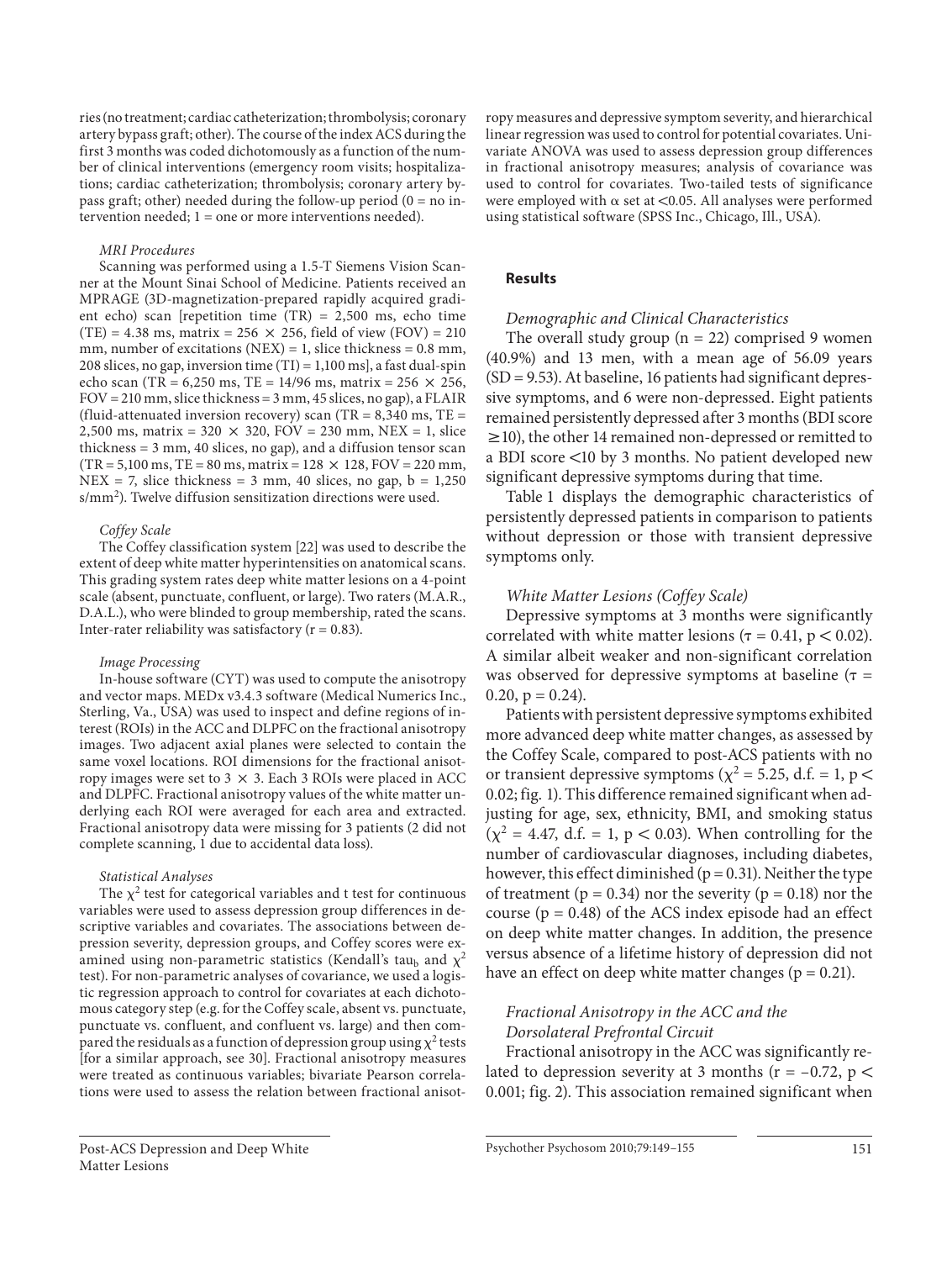ries (no treatment; cardiac catheterization; thrombolysis; coronary artery bypass graft; other). The course of the index ACS during the first 3 months was coded dichotomously as a function of the number of clinical interventions (emergency room visits; hospitalizations; cardiac catheterization; thrombolysis; coronary artery bypass graft; other) needed during the follow-up period (0 = no intervention needed; 1 = one or more interventions needed).

*MRI Procedures*

Scanning was performed using a 1.5-T Siemens Vision Scanner at the Mount Sinai School of Medicine. Patients received an MPRAGE (3D-magnetization-prepared rapidly acquired gradient echo) scan [repetition time (TR) = 2,500 ms, echo time (TE) = 4.38 ms, matrix = 256 × 256, field of view (FOV) = 210 mm, number of excitations (NEX) = 1, slice thickness = 0.8 mm, 208 slices, no gap, inversion time (TI) = 1,100 ms], a fast dual-spin echo scan (TR = 6,250 ms, TE = 14/96 ms, matrix = 256 × 256, FOV = 210 mm, slice thickness = 3 mm, 45 slices, no gap), a FLAIR (fluid-attenuated inversion recovery) scan (TR = 8,340 ms, TE = 2,500 ms, matrix = 320 × 320, FOV = 230 mm, NEX = 1, slice thickness = 3 mm, 40 slices, no gap), and a diffusion tensor scan (TR = 5,100 ms, TE = 80 ms, matrix = 128 × 128, FOV = 220 mm, NEX = 7, slice thickness = 3 mm, 40 slices, no gap, b = 1,250 s/mm$^2$). Twelve diffusion sensitization directions were used.

*Coffey Scale*

The Coffey classification system [22] was used to describe the extent of deep white matter hyperintensities on anatomical scans. This grading system rates deep white matter lesions on a 4-point scale (absent, punctuate, confluent, or large). Two raters (M.A.R., D.A.L.), who were blinded to group membership, rated the scans. Inter-rater reliability was satisfactory (r = 0.83).

*Image Processing*

In-house software (CYT) was used to compute the anisotropy and vector maps. MEDx v3.4.3 software (Medical Numerics Inc., Sterling, Va., USA) was used to inspect and define regions of interest (ROIs) in the ACC and DLPFC on the fractional anisotropy images. Two adjacent axial planes were selected to contain the same voxel locations. ROI dimensions for the fractional anisotropy images were set to 3 × 3. Each 3 ROIs were placed in ACC and DLPFC. Fractional anisotropy values of the white matter underlying each ROI were averaged for each area and extracted. Fractional anisotropy data were missing for 3 patients (2 did not complete scanning, 1 due to accidental data loss).

*Statistical Analyses*

The $\chi^2$ test for categorical variables and t test for continuous variables were used to assess depression group differences in descriptive variables and covariates. The associations between depression severity, depression groups, and Coffey scores were examined using non-parametric statistics (Kendall's tau$_b$ and $\chi^2$ test). For non-parametric analyses of covariance, we used a logistic regression approach to control for covariates at each dichotomous category step (e.g. for the Coffey scale, absent vs. punctuate, punctuate vs. confluent, and confluent vs. large) and then compared the residuals as a function of depression group using $\chi^2$ tests [for a similar approach, see 30]. Fractional anisotropy measures were treated as continuous variables; bivariate Pearson correlations were used to assess the relation between fractional anisotropy measures and depressive symptom severity, and hierarchical linear regression was used to control for potential covariates. Univariate ANOVA was used to assess depression group differences in fractional anisotropy measures; analysis of covariance was used to control for covariates. Two-tailed tests of significance were employed with α set at <0.05. All analyses were performed using statistical software (SPSS Inc., Chicago, Ill., USA).

## Results

*Demographic and Clinical Characteristics*

The overall study group (n = 22) comprised 9 women (40.9%) and 13 men, with a mean age of 56.09 years (SD = 9.53). At baseline, 16 patients had significant depressive symptoms, and 6 were non-depressed. Eight patients remained persistently depressed after 3 months (BDI score ≥10), the other 14 remained non-depressed or remitted to a BDI score <10 by 3 months. No patient developed new significant depressive symptoms during that time.

Table 1 displays the demographic characteristics of persistently depressed patients in comparison to patients without depression or those with transient depressive symptoms only.

*White Matter Lesions (Coffey Scale)*

Depressive symptoms at 3 months were significantly correlated with white matter lesions ($\tau = 0.41$, $p < 0.02$). A similar albeit weaker and non-significant correlation was observed for depressive symptoms at baseline ($\tau = 0.20$, $p = 0.24$).

Patients with persistent depressive symptoms exhibited more advanced deep white matter changes, as assessed by the Coffey Scale, compared to post-ACS patients with no or transient depressive symptoms ($\chi^2 = 5.25$, d.f. = 1, $p < 0.02$; fig. 1). This difference remained significant when adjusting for age, sex, ethnicity, BMI, and smoking status ($\chi^2 = 4.47$, d.f. = 1, $p < 0.03$). When controlling for the number of cardiovascular diagnoses, including diabetes, however, this effect diminished ($p = 0.31$). Neither the type of treatment ($p = 0.34$) nor the severity ($p = 0.18$) nor the course ($p = 0.48$) of the ACS index episode had an effect on deep white matter changes. In addition, the presence versus absence of a lifetime history of depression did not have an effect on deep white matter changes ($p = 0.21$).

*Fractional Anisotropy in the ACC and the Dorsolateral Prefrontal Circuit*

Fractional anisotropy in the ACC was significantly related to depression severity at 3 months ($r = -0.72$, $p < 0.001$; fig. 2). This association remained significant when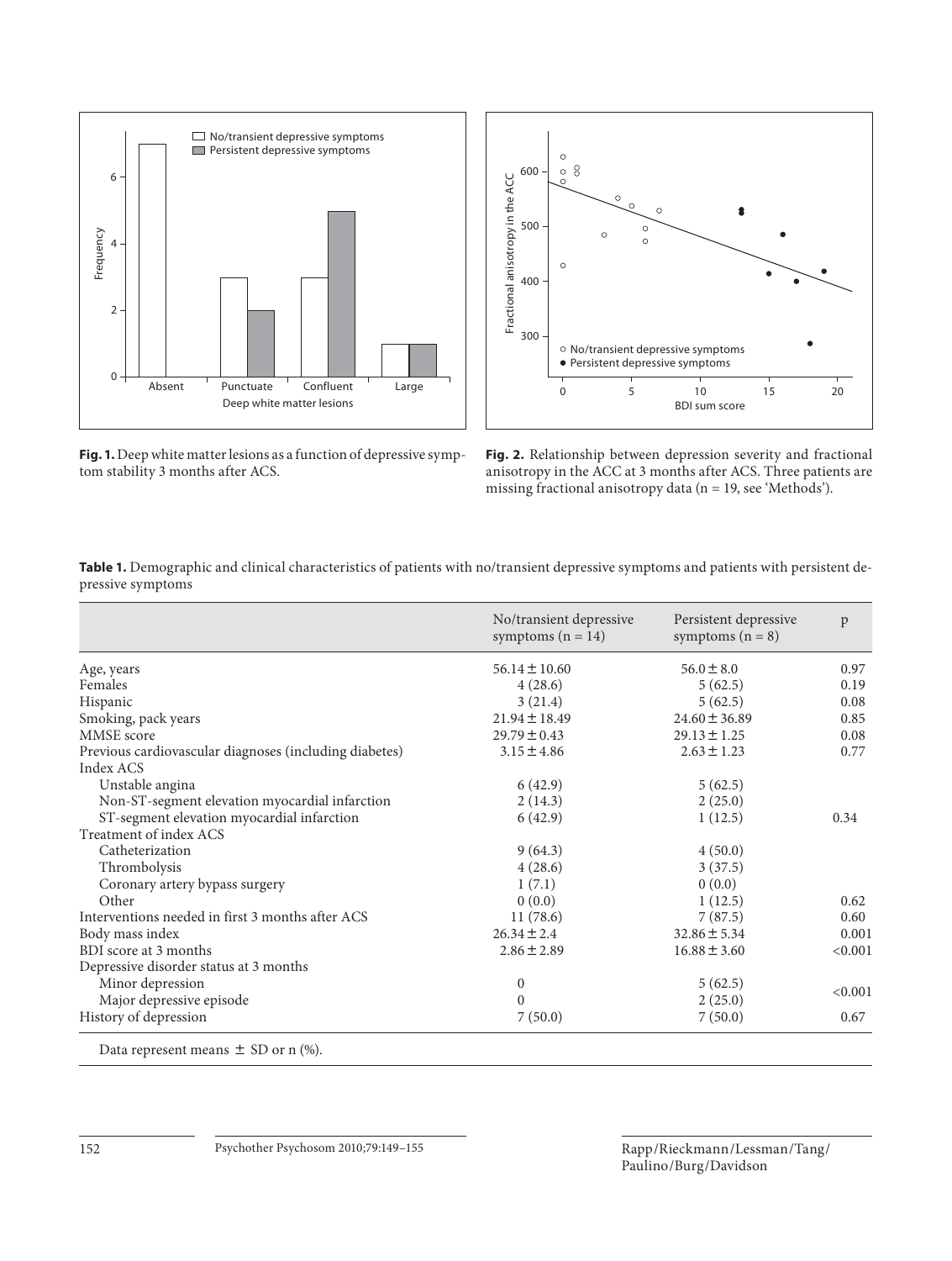**Fig. 1.** Deep white matter lesions as a function of depressive symptom stability 3 months after ACS.

**Fig. 2.** Relationship between depression severity and fractional anisotropy in the ACC at 3 months after ACS. Three patients are missing fractional anisotropy data (n = 19, see 'Methods').

**Table 1.** Demographic and clinical characteristics of patients with no/transient depressive symptoms and patients with persistent depressive symptoms

| | No/transient depressive symptoms (n = 14) | Persistent depressive symptoms (n = 8) | p |
|---|---|---|---|
| Age, years | 56.14 ± 10.60 | 56.0 ± 8.0 | 0.97 |
| Females | 4 (28.6) | 5 (62.5) | 0.19 |
| Hispanic | 3 (21.4) | 5 (62.5) | 0.08 |
| Smoking, pack years | 21.94 ± 18.49 | 24.60 ± 36.89 | 0.85 |
| MMSE score | 29.79 ± 0.43 | 29.13 ± 1.25 | 0.08 |
| Previous cardiovascular diagnoses (including diabetes) | 3.15 ± 4.86 | 2.63 ± 1.23 | 0.77 |
| Index ACS | | | |
| Unstable angina | 6 (42.9) | 5 (62.5) | |
| Non-ST-segment elevation myocardial infarction | 2 (14.3) | 2 (25.0) | |
| ST-segment elevation myocardial infarction | 6 (42.9) | 1 (12.5) | 0.34 |
| Treatment of index ACS | | | |
| Catheterization | 9 (64.3) | 4 (50.0) | |
| Thrombolysis | 4 (28.6) | 3 (37.5) | |
| Coronary artery bypass surgery | 1 (7.1) | 0 (0.0) | |
| Other | 0 (0.0) | 1 (12.5) | 0.62 |
| Interventions needed in first 3 months after ACS | 11 (78.6) | 7 (87.5) | 0.60 |
| Body mass index | 26.34 ± 2.4 | 32.86 ± 5.34 | 0.001 |
| BDI score at 3 months | 2.86 ± 2.89 | 16.88 ± 3.60 | <0.001 |
| Depressive disorder status at 3 months | | | |
| Minor depression | 0 | 5 (62.5) | <0.001 |
| Major depressive episode | 0 | 2 (25.0) | |
| History of depression | 7 (50.0) | 7 (50.0) | 0.67 |

Data represent means ± SD or n (%).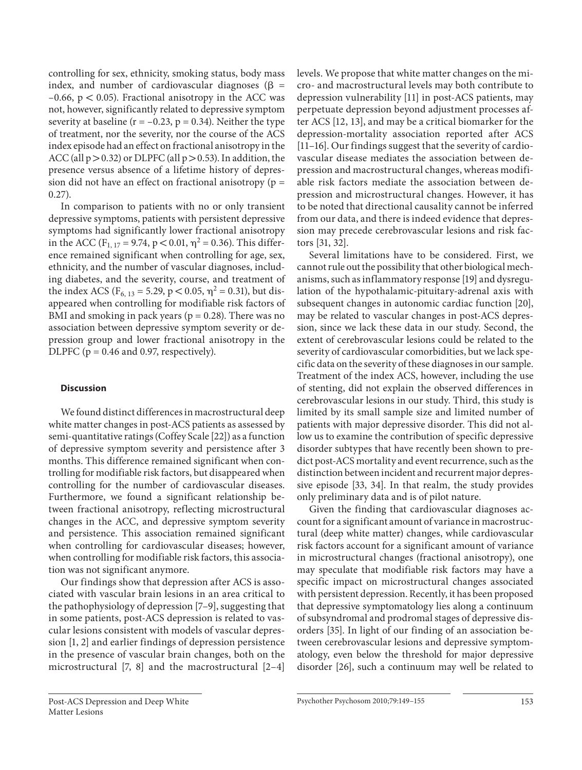controlling for sex, ethnicity, smoking status, body mass index, and number of cardiovascular diagnoses ($\beta$ = –0.66, $p < 0.05$). Fractional anisotropy in the ACC was not, however, significantly related to depressive symptom severity at baseline ($r = -0.23$, $p = 0.34$). Neither the type of treatment, nor the severity, nor the course of the ACS index episode had an effect on fractional anisotropy in the ACC (all $p > 0.32$) or DLPFC (all $p > 0.53$). In addition, the presence versus absence of a lifetime history of depression did not have an effect on fractional anisotropy ($p$ = 0.27).

In comparison to patients with no or only transient depressive symptoms, patients with persistent depressive symptoms had significantly lower fractional anisotropy in the ACC ($F_{1, 17} = 9.74$, $p < 0.01$, $\eta^2 = 0.36$). This difference remained significant when controlling for age, sex, ethnicity, and the number of vascular diagnoses, including diabetes, and the severity, course, and treatment of the index ACS ($F_{6, 13} = 5.29$, $p < 0.05$, $\eta^2 = 0.31$), but disappeared when controlling for modifiable risk factors of BMI and smoking in pack years ($p = 0.28$). There was no association between depressive symptom severity or depression group and lower fractional anisotropy in the DLPFC ($p$ = 0.46 and 0.97, respectively).

## Discussion

We found distinct differences in macrostructural deep white matter changes in post-ACS patients as assessed by semi-quantitative ratings (Coffey Scale [22]) as a function of depressive symptom severity and persistence after 3 months. This difference remained significant when controlling for modifiable risk factors, but disappeared when controlling for the number of cardiovascular diseases. Furthermore, we found a significant relationship between fractional anisotropy, reflecting microstructural changes in the ACC, and depressive symptom severity and persistence. This association remained significant when controlling for cardiovascular diseases; however, when controlling for modifiable risk factors, this association was not significant anymore.

Our findings show that depression after ACS is associated with vascular brain lesions in an area critical to the pathophysiology of depression [7–9], suggesting that in some patients, post-ACS depression is related to vascular lesions consistent with models of vascular depression [1, 2] and earlier findings of depression persistence in the presence of vascular brain changes, both on the microstructural [7, 8] and the macrostructural [2–4] levels. We propose that white matter changes on the micro- and macrostructural levels may both contribute to depression vulnerability [11] in post-ACS patients, may perpetuate depression beyond adjustment processes after ACS [12, 13], and may be a critical biomarker for the depression-mortality association reported after ACS [11–16]. Our findings suggest that the severity of cardiovascular disease mediates the association between depression and macrostructural changes, whereas modifiable risk factors mediate the association between depression and microstructural changes. However, it has to be noted that directional causality cannot be inferred from our data, and there is indeed evidence that depression may precede cerebrovascular lesions and risk factors [31, 32].

Several limitations have to be considered. First, we cannot rule out the possibility that other biological mechanisms, such as inflammatory response [19] and dysregulation of the hypothalamic-pituitary-adrenal axis with subsequent changes in autonomic cardiac function [20], may be related to vascular changes in post-ACS depression, since we lack these data in our study. Second, the extent of cerebrovascular lesions could be related to the severity of cardiovascular comorbidities, but we lack specific data on the severity of these diagnoses in our sample. Treatment of the index ACS, however, including the use of stenting, did not explain the observed differences in cerebrovascular lesions in our study. Third, this study is limited by its small sample size and limited number of patients with major depressive disorder. This did not allow us to examine the contribution of specific depressive disorder subtypes that have recently been shown to predict post-ACS mortality and event recurrence, such as the distinction between incident and recurrent major depressive episode [33, 34]. In that realm, the study provides only preliminary data and is of pilot nature.

Given the finding that cardiovascular diagnoses account for a significant amount of variance in macrostructural (deep white matter) changes, while cardiovascular risk factors account for a significant amount of variance in microstructural changes (fractional anisotropy), one may speculate that modifiable risk factors may have a specific impact on microstructural changes associated with persistent depression. Recently, it has been proposed that depressive symptomatology lies along a continuum of subsyndromal and prodromal stages of depressive disorders [35]. In light of our finding of an association between cerebrovascular lesions and depressive symptomatology, even below the threshold for major depressive disorder [26], such a continuum may well be related to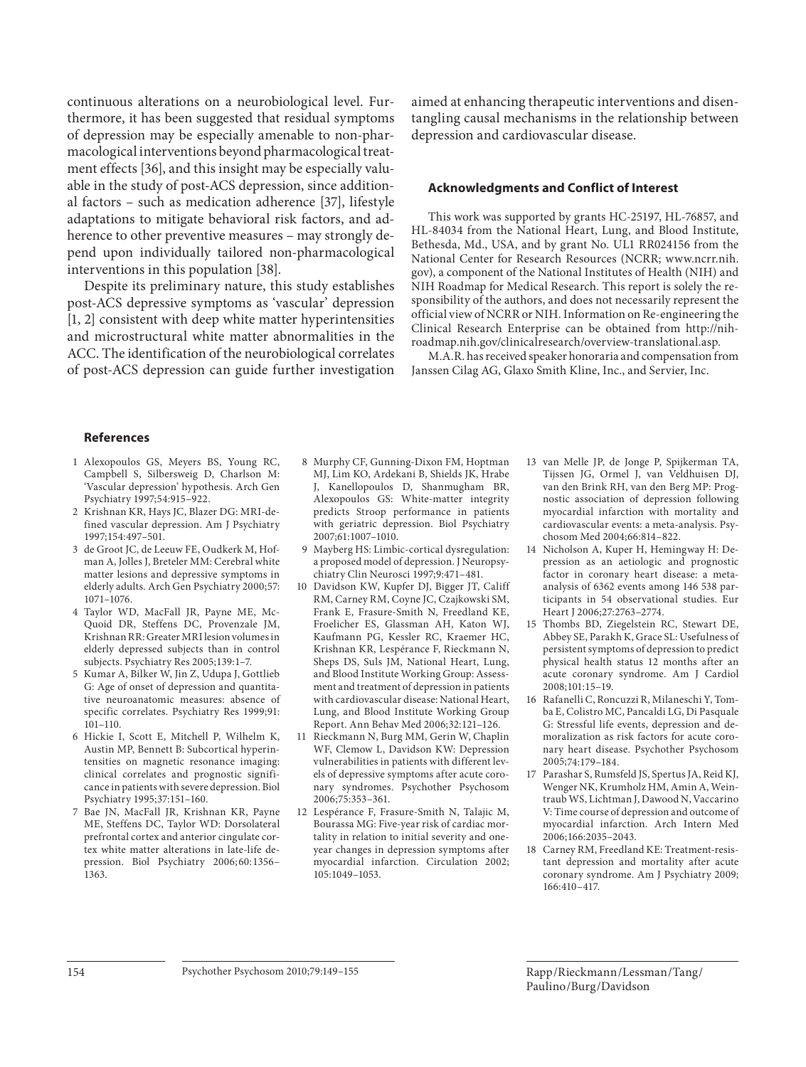continuous alterations on a neurobiological level. Furthermore, it has been suggested that residual symptoms of depression may be especially amenable to non-pharmacological interventions beyond pharmacological treatment effects [36], and this insight may be especially valuable in the study of post-ACS depression, since additional factors – such as medication adherence [37], lifestyle adaptations to mitigate behavioral risk factors, and adherence to other preventive measures – may strongly depend upon individually tailored non-pharmacological interventions in this population [38].

Despite its preliminary nature, this study establishes post-ACS depressive symptoms as 'vascular' depression [1, 2] consistent with deep white matter hyperintensities and microstructural white matter abnormalities in the ACC. The identification of the neurobiological correlates of post-ACS depression can guide further investigation aimed at enhancing therapeutic interventions and disentangling causal mechanisms in the relationship between depression and cardiovascular disease.

### Acknowledgments and Conflict of Interest

This work was supported by grants HC-25197, HL-76857, and HL-84034 from the National Heart, Lung, and Blood Institute, Bethesda, Md., USA, and by grant No. UL1 RR024156 from the National Center for Research Resources (NCRR; www.ncrr.nih.gov), a component of the National Institutes of Health (NIH) and NIH Roadmap for Medical Research. This report is solely the responsibility of the authors, and does not necessarily represent the official view of NCRR or NIH. Information on Re-engineering the Clinical Research Enterprise can be obtained from http://nihroadmap.nih.gov/clinicalresearch/overview-translational.asp.

M.A.R. has received speaker honoraria and compensation from Janssen Cilag AG, Glaxo Smith Kline, Inc., and Servier, Inc.

## References

1. Alexopoulos GS, Meyers BS, Young RC, Campbell S, Silbersweig D, Charlson M: 'Vascular depression' hypothesis. Arch Gen Psychiatry 1997;54:915–922.
2. Krishnan KR, Hays JC, Blazer DG: MRI-defined vascular depression. Am J Psychiatry 1997;154:497–501.
3. de Groot JC, de Leeuw FE, Oudkerk M, Hofman A, Jolles J, Breteler MM: Cerebral white matter lesions and depressive symptoms in elderly adults. Arch Gen Psychiatry 2000;57:1071–1076.
4. Taylor WD, MacFall JR, Payne ME, McQuoid DR, Steffens DC, Provenzale JM, Krishnan RR: Greater MRI lesion volumes in elderly depressed subjects than in control subjects. Psychiatry Res 2005;139:1–7.
5. Kumar A, Bilker W, Jin Z, Udupa J, Gottlieb G: Age of onset of depression and quantitative neuroanatomic measures: absence of specific correlates. Psychiatry Res 1999;91:101–110.
6. Hickie I, Scott E, Mitchell P, Wilhelm K, Austin MP, Bennett B: Subcortical hyperintensities on magnetic resonance imaging: clinical correlates and prognostic significance in patients with severe depression. Biol Psychiatry 1995;37:151–160.
7. Bae JN, MacFall JR, Krishnan KR, Payne ME, Steffens DC, Taylor WD: Dorsolateral prefrontal cortex and anterior cingulate cortex white matter alterations in late-life depression. Biol Psychiatry 2006;60:1356–1363.
8. Murphy CF, Gunning-Dixon FM, Hoptman MJ, Lim KO, Ardekani B, Shields JK, Hrabe J, Kanellopoulos D, Shanmugham BR, Alexopoulos GS: White-matter integrity predicts Stroop performance in patients with geriatric depression. Biol Psychiatry 2007;61:1007–1010.
9. Mayberg HS: Limbic-cortical dysregulation: a proposed model of depression. J Neuropsychiatry Clin Neurosci 1997;9:471–481.
10. Davidson KW, Kupfer DJ, Bigger JT, Califf RM, Carney RM, Coyne JC, Czajkowski SM, Frank E, Frasure-Smith N, Freedland KE, Froelicher ES, Glassman AH, Katon WJ, Kaufmann PG, Kessler RC, Kraemer HC, Krishnan KR, Lespérance F, Rieckmann N, Sheps DS, Suls JM, National Heart, Lung, and Blood Institute Working Group: Assessment and treatment of depression in patients with cardiovascular disease: National Heart, Lung, and Blood Institute Working Group Report. Ann Behav Med 2006;32:121–126.
11. Rieckmann N, Burg MM, Gerin W, Chaplin WF, Clemow L, Davidson KW: Depression vulnerabilities in patients with different levels of depressive symptoms after acute coronary syndromes. Psychother Psychosom 2006;75:353–361.
12. Lespérance F, Frasure-Smith N, Talajic M, Bourassa MG: Five-year risk of cardiac mortality in relation to initial severity and one-year changes in depression symptoms after myocardial infarction. Circulation 2002;105:1049–1053.
13. van Melle JP, de Jonge P, Spijkerman TA, Tijssen JG, Ormel J, van Veldhuisen DJ, van den Brink RH, van den Berg MP: Prognostic association of depression following myocardial infarction with mortality and cardiovascular events: a meta-analysis. Psychosom Med 2004;66:814–822.
14. Nicholson A, Kuper H, Hemingway H: Depression as an aetiologic and prognostic factor in coronary heart disease: a meta-analysis of 6362 events among 146 538 participants in 54 observational studies. Eur Heart J 2006;27:2763–2774.
15. Thombs BD, Ziegelstein RC, Stewart DE, Abbey SE, Parakh K, Grace SL: Usefulness of persistent symptoms of depression to predict physical health status 12 months after an acute coronary syndrome. Am J Cardiol 2008;101:15–19.
16. Rafanelli C, Roncuzzi R, Milaneschi Y, Tomba E, Colistro MC, Pancaldi LG, Di Pasquale G: Stressful life events, depression and demoralization as risk factors for acute coronary heart disease. Psychother Psychosom 2005;74:179–184.
17. Parashar S, Rumsfeld JS, Spertus JA, Reid KJ, Wenger NK, Krumholz HM, Amin A, Weintraub WS, Lichtman J, Dawood N, Vaccarino V: Time course of depression and outcome of myocardial infarction. Arch Intern Med 2006;166:2035–2043.
18. Carney RM, Freedland KE: Treatment-resistant depression and mortality after acute coronary syndrome. Am J Psychiatry 2009;166:410–417.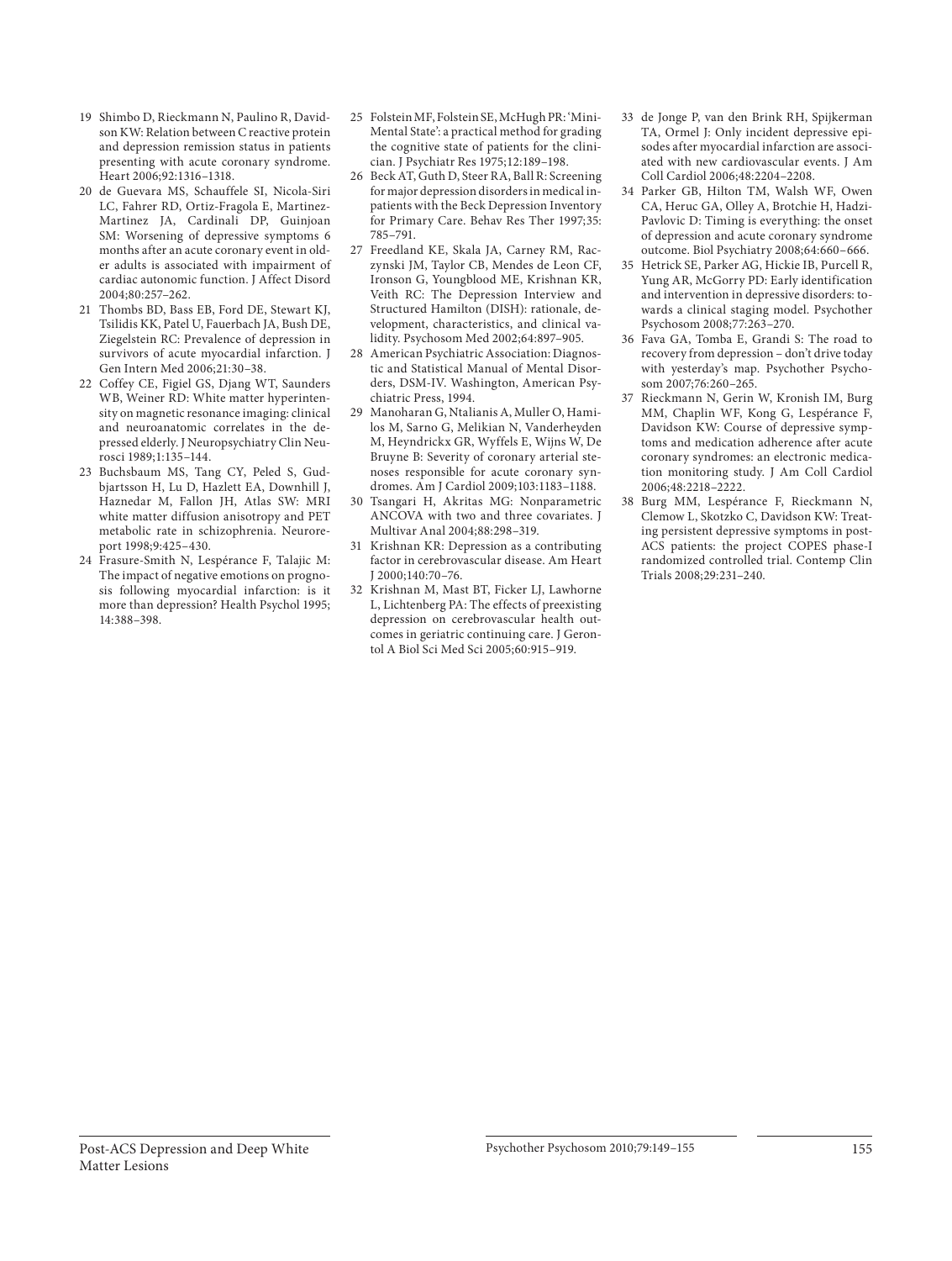19 Shimbo D, Rieckmann N, Paulino R, Davidson KW: Relation between C reactive protein and depression remission status in patients presenting with acute coronary syndrome. Heart 2006;92:1316–1318.

20 de Guevara MS, Schauffele SI, Nicola-Siri LC, Fahrer RD, Ortiz-Fragola E, Martinez-Martinez JA, Cardinali DP, Guinjoan SM: Worsening of depressive symptoms 6 months after an acute coronary event in older adults is associated with impairment of cardiac autonomic function. J Affect Disord 2004;80:257–262.

21 Thombs BD, Bass EB, Ford DE, Stewart KJ, Tsilidis KK, Patel U, Fauerbach JA, Bush DE, Ziegelstein RC: Prevalence of depression in survivors of acute myocardial infarction. J Gen Intern Med 2006;21:30–38.

22 Coffey CE, Figiel GS, Djang WT, Saunders WB, Weiner RD: White matter hyperintensity on magnetic resonance imaging: clinical and neuroanatomic correlates in the depressed elderly. J Neuropsychiatry Clin Neurosci 1989;1:135–144.

23 Buchsbaum MS, Tang CY, Peled S, Gudbjartsson H, Lu D, Hazlett EA, Downhill J, Haznedar M, Fallon JH, Atlas SW: MRI white matter diffusion anisotropy and PET metabolic rate in schizophrenia. Neuroreport 1998;9:425–430.

24 Frasure-Smith N, Lespérance F, Talajic M: The impact of negative emotions on prognosis following myocardial infarction: is it more than depression? Health Psychol 1995; 14:388–398.

25 Folstein MF, Folstein SE, McHugh PR: 'Mini-Mental State': a practical method for grading the cognitive state of patients for the clinician. J Psychiatr Res 1975;12:189–198.

26 Beck AT, Guth D, Steer RA, Ball R: Screening for major depression disorders in medical inpatients with the Beck Depression Inventory for Primary Care. Behav Res Ther 1997;35: 785–791.

27 Freedland KE, Skala JA, Carney RM, Raczynski JM, Taylor CB, Mendes de Leon CF, Ironson G, Youngblood ME, Krishnan KR, Veith RC: The Depression Interview and Structured Hamilton (DISH): rationale, development, characteristics, and clinical validity. Psychosom Med 2002;64:897–905.

28 American Psychiatric Association: Diagnostic and Statistical Manual of Mental Disorders, DSM-IV. Washington, American Psychiatric Press, 1994.

29 Manoharan G, Ntalianis A, Muller O, Hamilos M, Sarno G, Melikian N, Vanderheyden M, Heyndrickx GR, Wyffels E, Wijns W, De Bruyne B: Severity of coronary arterial stenoses responsible for acute coronary syndromes. Am J Cardiol 2009;103:1183–1188.

30 Tsangari H, Akritas MG: Nonparametric ANCOVA with two and three covariates. J Multivar Anal 2004;88:298–319.

31 Krishnan KR: Depression as a contributing factor in cerebrovascular disease. Am Heart J 2000;140:70–76.

32 Krishnan M, Mast BT, Ficker LJ, Lawhorne L, Lichtenberg PA: The effects of preexisting depression on cerebrovascular health outcomes in geriatric continuing care. J Gerontol A Biol Sci Med Sci 2005;60:915–919.

33 de Jonge P, van den Brink RH, Spijkerman TA, Ormel J: Only incident depressive episodes after myocardial infarction are associated with new cardiovascular events. J Am Coll Cardiol 2006;48:2204–2208.

34 Parker GB, Hilton TM, Walsh WF, Owen CA, Heruc GA, Olley A, Brotchie H, Hadzi-Pavlovic D: Timing is everything: the onset of depression and acute coronary syndrome outcome. Biol Psychiatry 2008;64:660–666.

35 Hetrick SE, Parker AG, Hickie IB, Purcell R, Yung AR, McGorry PD: Early identification and intervention in depressive disorders: towards a clinical staging model. Psychother Psychosom 2008;77:263–270.

36 Fava GA, Tomba E, Grandi S: The road to recovery from depression – don't drive today with yesterday's map. Psychother Psychosom 2007;76:260–265.

37 Rieckmann N, Gerin W, Kronish IM, Burg MM, Chaplin WF, Kong G, Lespérance F, Davidson KW: Course of depressive symptoms and medication adherence after acute coronary syndromes: an electronic medication monitoring study. J Am Coll Cardiol 2006;48:2218–2222.

38 Burg MM, Lespérance F, Rieckmann N, Clemow L, Skotzko C, Davidson KW: Treating persistent depressive symptoms in post-ACS patients: the project COPES phase-I randomized controlled trial. Contemp Clin Trials 2008;29:231–240.